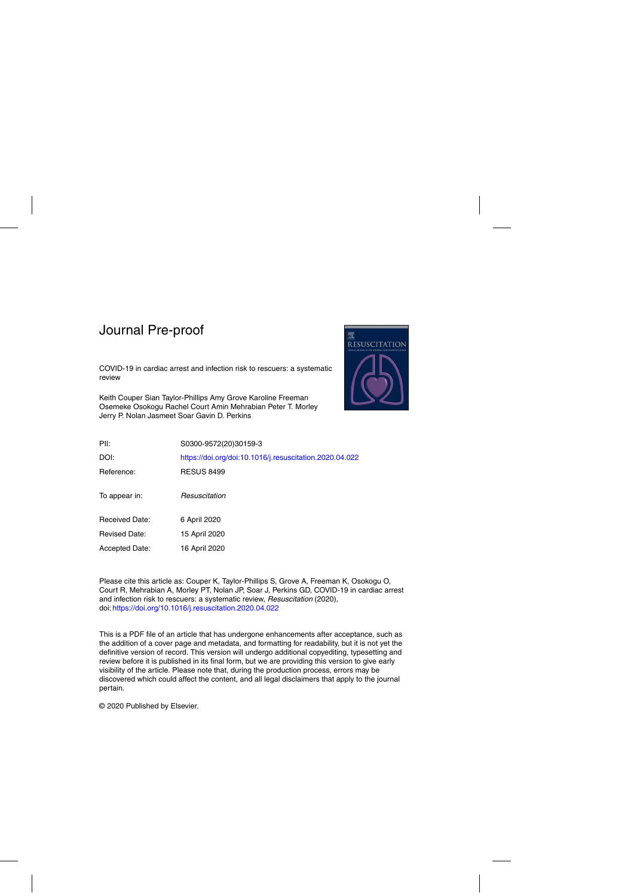# Journal Pre-proof

COVID-19 in cardiac arrest and infection risk to rescuers: a systematic review

Keith Couper Sian Taylor-Phillips Amy Grove Karoline Freeman Osemeke Osokogu Rachel Court Amin Mehrabian Peter T. Morley Jerry P. Nolan Jasmeet Soar Gavin D. Perkins

| | |
|---|---|
| PII: | S0300-9572(20)30159-3 |
| DOI: | https://doi.org/doi:10.1016/j.resuscitation.2020.04.022 |
| Reference: | RESUS 8499 |
| To appear in: | *Resuscitation* |
| Received Date: | 6 April 2020 |
| Revised Date: | 15 April 2020 |
| Accepted Date: | 16 April 2020 |

Please cite this article as: Couper K, Taylor-Phillips S, Grove A, Freeman K, Osokogu O, Court R, Mehrabian A, Morley PT, Nolan JP, Soar J, Perkins GD, COVID-19 in cardiac arrest and infection risk to rescuers: a systematic review, *Resuscitation* (2020), doi: https://doi.org/10.1016/j.resuscitation.2020.04.022

This is a PDF file of an article that has undergone enhancements after acceptance, such as the addition of a cover page and metadata, and formatting for readability, but it is not yet the definitive version of record. This version will undergo additional copyediting, typesetting and review before it is published in its final form, but we are providing this version to give early visibility of the article. Please note that, during the production process, errors may be discovered which could affect the content, and all legal disclaimers that apply to the journal pertain.

© 2020 Published by Elsevier.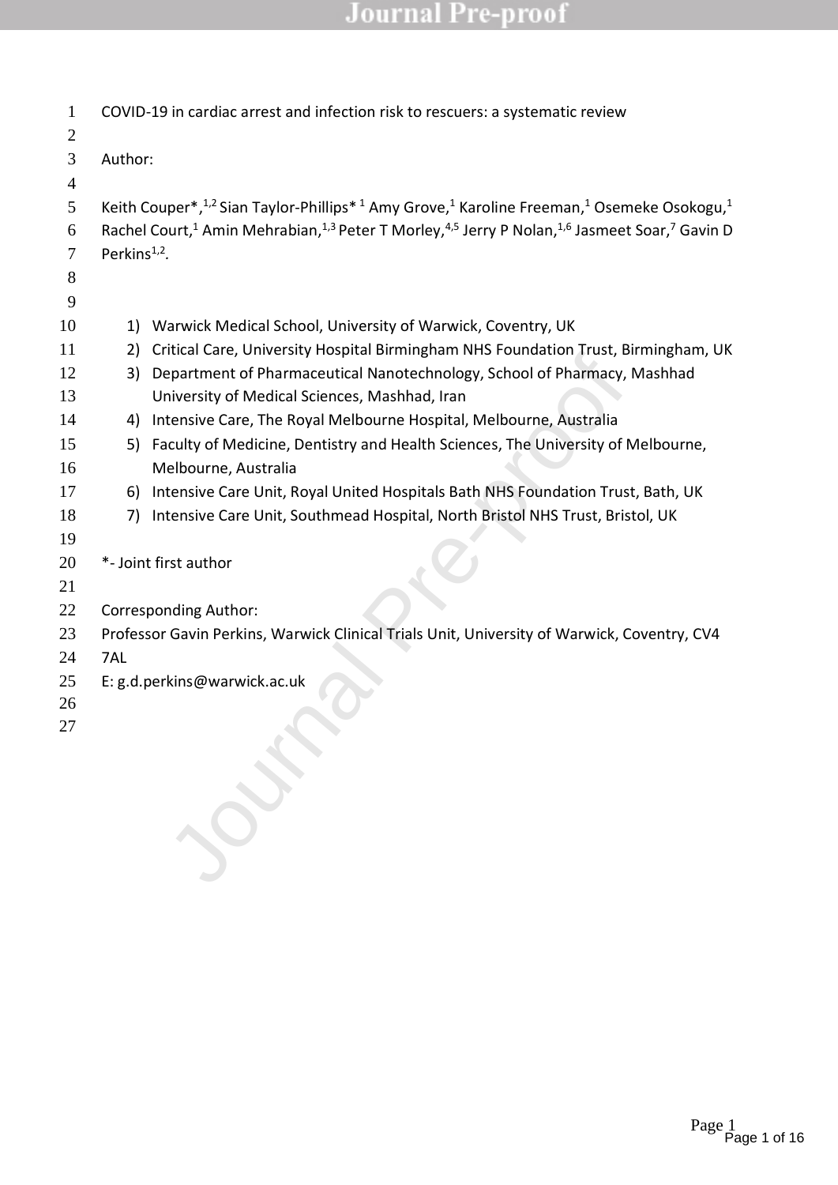# COVID-19 in cardiac arrest and infection risk to rescuers: a systematic review

Author:

Keith Couper*,[1,2] Sian Taylor-Phillips*[1] Amy Grove,[1] Karoline Freeman,[1] Osemeke Osokogu,[1] Rachel Court,[1] Amin Mehrabian,[1,3] Peter T Morley,[4,5] Jerry P Nolan,[1,6] Jasmeet Soar,[7] Gavin D Perkins[1,2].

1) Warwick Medical School, University of Warwick, Coventry, UK
2) Critical Care, University Hospital Birmingham NHS Foundation Trust, Birmingham, UK
3) Department of Pharmaceutical Nanotechnology, School of Pharmacy, Mashhad University of Medical Sciences, Mashhad, Iran
4) Intensive Care, The Royal Melbourne Hospital, Melbourne, Australia
5) Faculty of Medicine, Dentistry and Health Sciences, The University of Melbourne, Melbourne, Australia
6) Intensive Care Unit, Royal United Hospitals Bath NHS Foundation Trust, Bath, UK
7) Intensive Care Unit, Southmead Hospital, North Bristol NHS Trust, Bristol, UK

*- Joint first author

Corresponding Author:
Professor Gavin Perkins, Warwick Clinical Trials Unit, University of Warwick, Coventry, CV4 7AL
E: g.d.perkins@warwick.ac.uk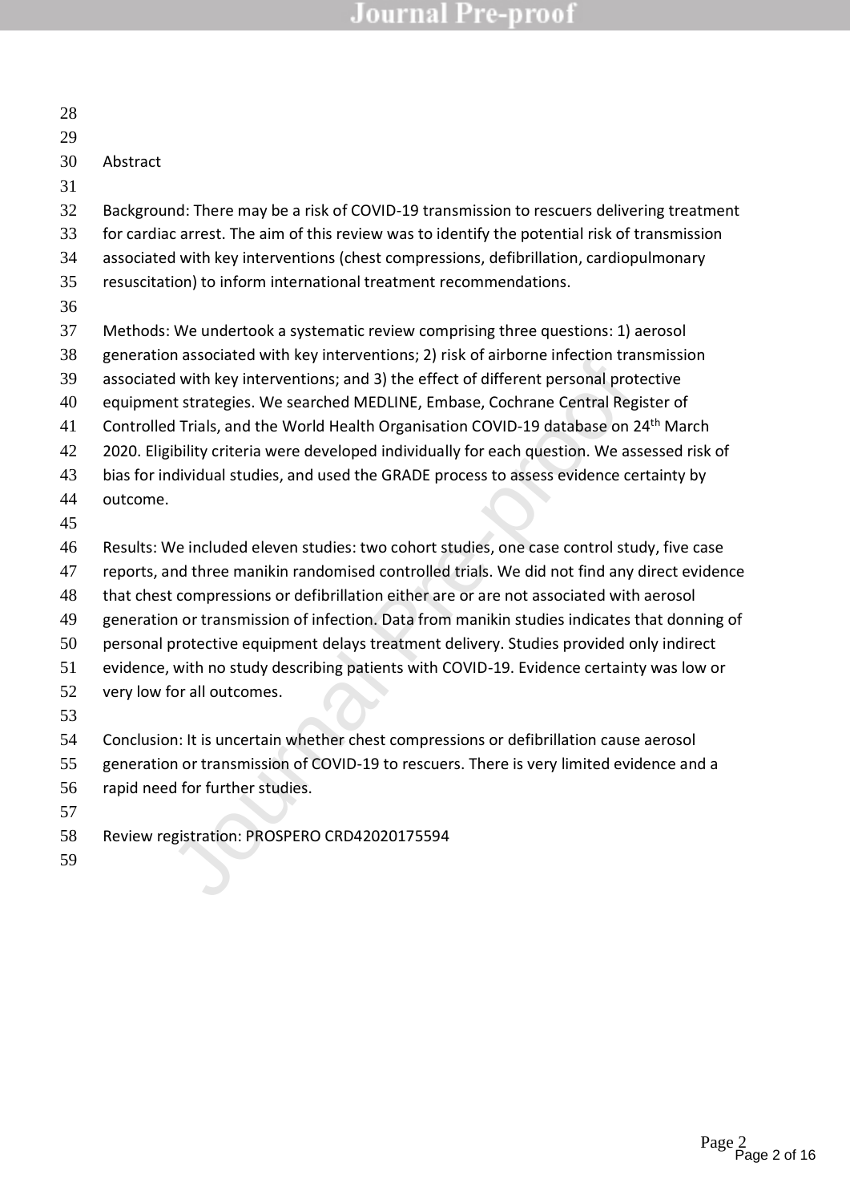## Abstract

Background: There may be a risk of COVID-19 transmission to rescuers delivering treatment for cardiac arrest. The aim of this review was to identify the potential risk of transmission associated with key interventions (chest compressions, defibrillation, cardiopulmonary resuscitation) to inform international treatment recommendations.

Methods: We undertook a systematic review comprising three questions: 1) aerosol generation associated with key interventions; 2) risk of airborne infection transmission associated with key interventions; and 3) the effect of different personal protective equipment strategies. We searched MEDLINE, Embase, Cochrane Central Register of Controlled Trials, and the World Health Organisation COVID-19 database on 24th March 2020. Eligibility criteria were developed individually for each question. We assessed risk of bias for individual studies, and used the GRADE process to assess evidence certainty by outcome.

Results: We included eleven studies: two cohort studies, one case control study, five case reports, and three manikin randomised controlled trials. We did not find any direct evidence that chest compressions or defibrillation either are or are not associated with aerosol generation or transmission of infection. Data from manikin studies indicates that donning of personal protective equipment delays treatment delivery. Studies provided only indirect evidence, with no study describing patients with COVID-19. Evidence certainty was low or very low for all outcomes.

Conclusion: It is uncertain whether chest compressions or defibrillation cause aerosol generation or transmission of COVID-19 to rescuers. There is very limited evidence and a rapid need for further studies.

Review registration: PROSPERO CRD42020175594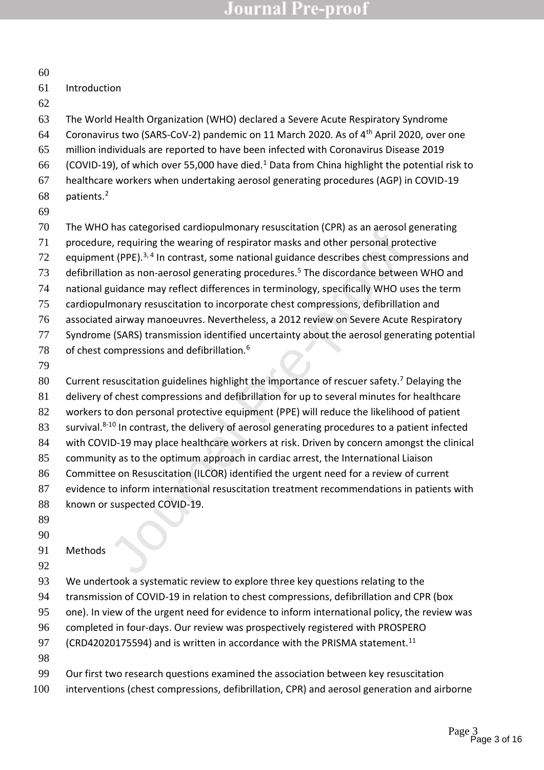## Introduction

The World Health Organization (WHO) declared a Severe Acute Respiratory Syndrome Coronavirus two (SARS-CoV-2) pandemic on 11 March 2020. As of 4th April 2020, over one million individuals are reported to have been infected with Coronavirus Disease 2019 (COVID-19), of which over 55,000 have died.[1] Data from China highlight the potential risk to healthcare workers when undertaking aerosol generating procedures (AGP) in COVID-19 patients.[2]

The WHO has categorised cardiopulmonary resuscitation (CPR) as an aerosol generating procedure, requiring the wearing of respirator masks and other personal protective equipment (PPE).[3, 4] In contrast, some national guidance describes chest compressions and defibrillation as non-aerosol generating procedures.[5] The discordance between WHO and national guidance may reflect differences in terminology, specifically WHO uses the term cardiopulmonary resuscitation to incorporate chest compressions, defibrillation and associated airway manoeuvres. Nevertheless, a 2012 review on Severe Acute Respiratory Syndrome (SARS) transmission identified uncertainty about the aerosol generating potential of chest compressions and defibrillation.[6]

Current resuscitation guidelines highlight the importance of rescuer safety.[7] Delaying the delivery of chest compressions and defibrillation for up to several minutes for healthcare workers to don personal protective equipment (PPE) will reduce the likelihood of patient survival.[8-10] In contrast, the delivery of aerosol generating procedures to a patient infected with COVID-19 may place healthcare workers at risk. Driven by concern amongst the clinical community as to the optimum approach in cardiac arrest, the International Liaison Committee on Resuscitation (ILCOR) identified the urgent need for a review of current evidence to inform international resuscitation treatment recommendations in patients with known or suspected COVID-19.

## Methods

We undertook a systematic review to explore three key questions relating to the transmission of COVID-19 in relation to chest compressions, defibrillation and CPR (box one). In view of the urgent need for evidence to inform international policy, the review was completed in four-days. Our review was prospectively registered with PROSPERO (CRD42020175594) and is written in accordance with the PRISMA statement.[11]

Our first two research questions examined the association between key resuscitation interventions (chest compressions, defibrillation, CPR) and aerosol generation and airborne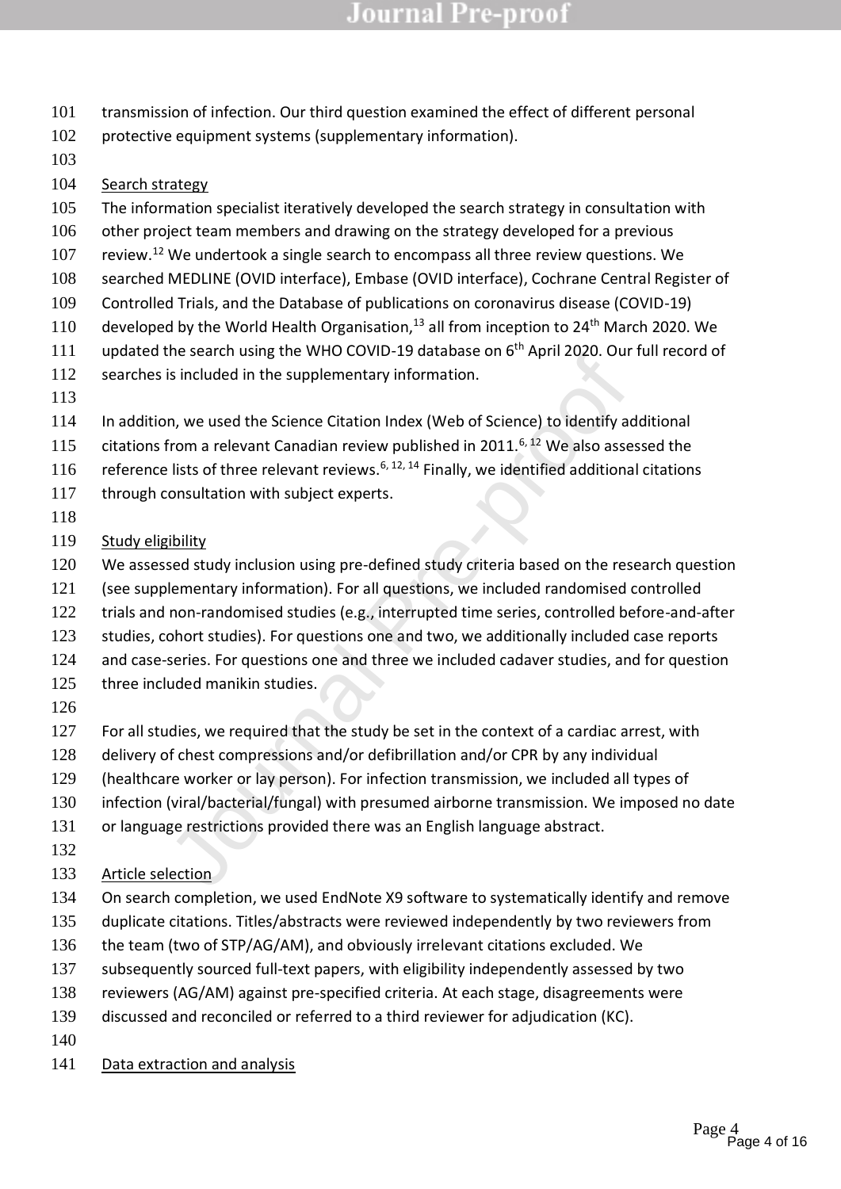transmission of infection. Our third question examined the effect of different personal protective equipment systems (supplementary information).

## Search strategy

The information specialist iteratively developed the search strategy in consultation with other project team members and drawing on the strategy developed for a previous review.[12] We undertook a single search to encompass all three review questions. We searched MEDLINE (OVID interface), Embase (OVID interface), Cochrane Central Register of Controlled Trials, and the Database of publications on coronavirus disease (COVID-19) developed by the World Health Organisation,[13] all from inception to 24th March 2020. We updated the search using the WHO COVID-19 database on 6th April 2020. Our full record of searches is included in the supplementary information.

In addition, we used the Science Citation Index (Web of Science) to identify additional citations from a relevant Canadian review published in 2011.[6, 12] We also assessed the reference lists of three relevant reviews.[6, 12, 14] Finally, we identified additional citations through consultation with subject experts.

## Study eligibility

We assessed study inclusion using pre-defined study criteria based on the research question (see supplementary information). For all questions, we included randomised controlled trials and non-randomised studies (e.g., interrupted time series, controlled before-and-after studies, cohort studies). For questions one and two, we additionally included case reports and case-series. For questions one and three we included cadaver studies, and for question three included manikin studies.

For all studies, we required that the study be set in the context of a cardiac arrest, with delivery of chest compressions and/or defibrillation and/or CPR by any individual (healthcare worker or lay person). For infection transmission, we included all types of infection (viral/bacterial/fungal) with presumed airborne transmission. We imposed no date or language restrictions provided there was an English language abstract.

## Article selection

On search completion, we used EndNote X9 software to systematically identify and remove duplicate citations. Titles/abstracts were reviewed independently by two reviewers from the team (two of STP/AG/AM), and obviously irrelevant citations excluded. We subsequently sourced full-text papers, with eligibility independently assessed by two reviewers (AG/AM) against pre-specified criteria. At each stage, disagreements were discussed and reconciled or referred to a third reviewer for adjudication (KC).

## Data extraction and analysis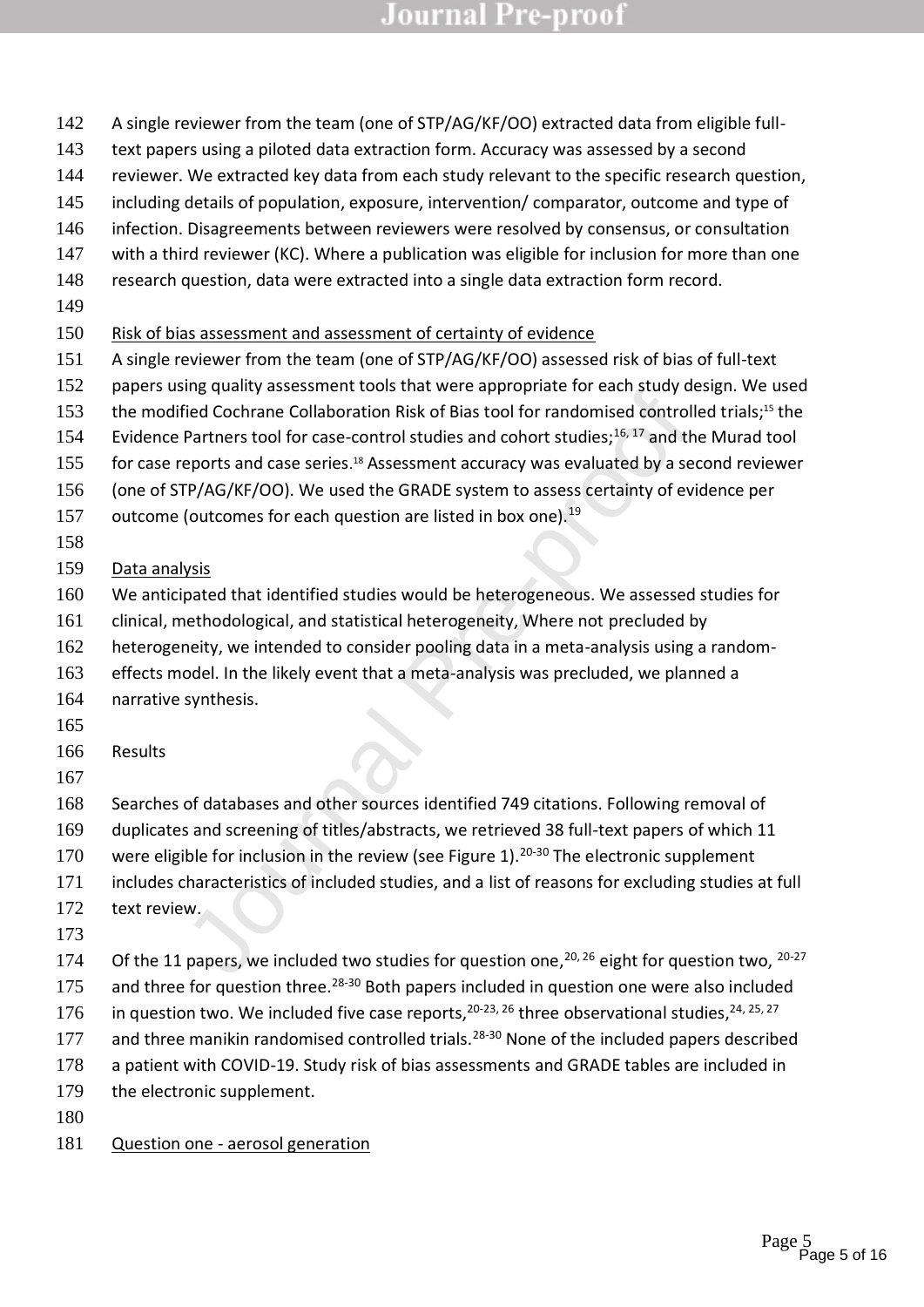A single reviewer from the team (one of STP/AG/KF/OO) extracted data from eligible full-text papers using a piloted data extraction form. Accuracy was assessed by a second reviewer. We extracted key data from each study relevant to the specific research question, including details of population, exposure, intervention/ comparator, outcome and type of infection. Disagreements between reviewers were resolved by consensus, or consultation with a third reviewer (KC). Where a publication was eligible for inclusion for more than one research question, data were extracted into a single data extraction form record.

Risk of bias assessment and assessment of certainty of evidence

A single reviewer from the team (one of STP/AG/KF/OO) assessed risk of bias of full-text papers using quality assessment tools that were appropriate for each study design. We used the modified Cochrane Collaboration Risk of Bias tool for randomised controlled trials;[15] the Evidence Partners tool for case-control studies and cohort studies;[16, 17] and the Murad tool for case reports and case series.[18] Assessment accuracy was evaluated by a second reviewer (one of STP/AG/KF/OO). We used the GRADE system to assess certainty of evidence per outcome (outcomes for each question are listed in box one).[19]

Data analysis

We anticipated that identified studies would be heterogeneous. We assessed studies for clinical, methodological, and statistical heterogeneity, Where not precluded by heterogeneity, we intended to consider pooling data in a meta-analysis using a random-effects model. In the likely event that a meta-analysis was precluded, we planned a narrative synthesis.

Results

Searches of databases and other sources identified 749 citations. Following removal of duplicates and screening of titles/abstracts, we retrieved 38 full-text papers of which 11 were eligible for inclusion in the review (see Figure 1).[20-30] The electronic supplement includes characteristics of included studies, and a list of reasons for excluding studies at full text review.

Of the 11 papers, we included two studies for question one,[20, 26] eight for question two, [20-27] and three for question three.[28-30] Both papers included in question one were also included in question two. We included five case reports,[20-23, 26] three observational studies,[24, 25, 27] and three manikin randomised controlled trials.[28-30] None of the included papers described a patient with COVID-19. Study risk of bias assessments and GRADE tables are included in the electronic supplement.

Question one - aerosol generation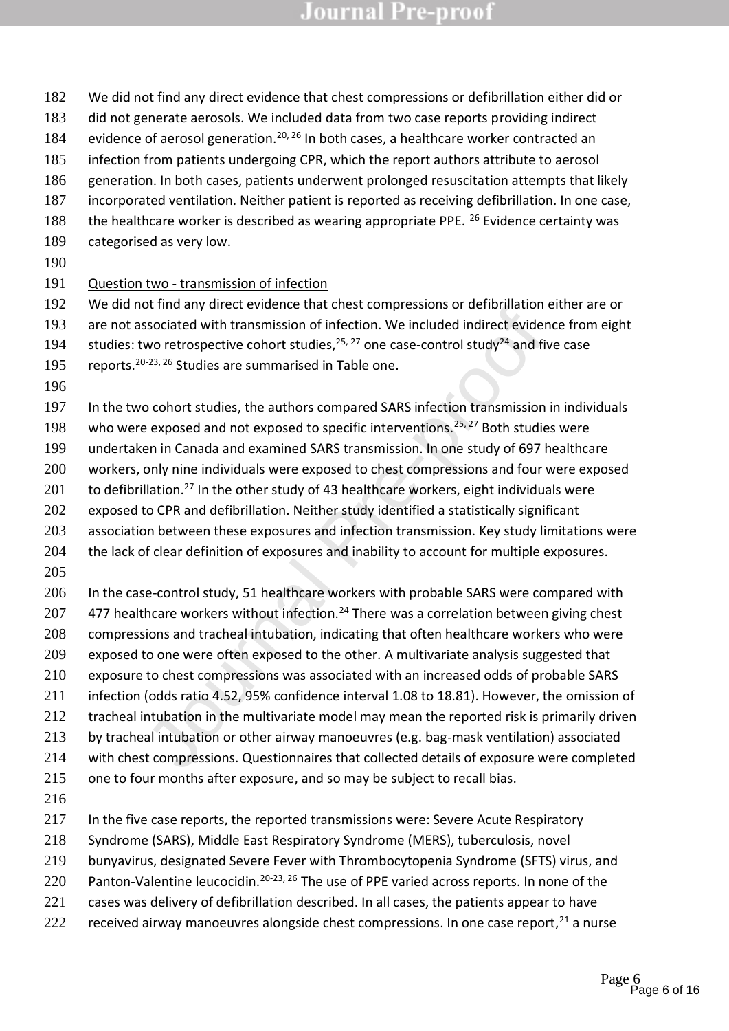We did not find any direct evidence that chest compressions or defibrillation either did or did not generate aerosols. We included data from two case reports providing indirect evidence of aerosol generation.[20, 26] In both cases, a healthcare worker contracted an infection from patients undergoing CPR, which the report authors attribute to aerosol generation. In both cases, patients underwent prolonged resuscitation attempts that likely incorporated ventilation. Neither patient is reported as receiving defibrillation. In one case, the healthcare worker is described as wearing appropriate PPE. [26] Evidence certainty was categorised as very low.

Question two - transmission of infection

We did not find any direct evidence that chest compressions or defibrillation either are or are not associated with transmission of infection. We included indirect evidence from eight studies: two retrospective cohort studies,[25, 27] one case-control study[24] and five case reports.[20-23, 26] Studies are summarised in Table one.

In the two cohort studies, the authors compared SARS infection transmission in individuals who were exposed and not exposed to specific interventions.[25, 27] Both studies were undertaken in Canada and examined SARS transmission. In one study of 697 healthcare workers, only nine individuals were exposed to chest compressions and four were exposed to defibrillation.[27] In the other study of 43 healthcare workers, eight individuals were exposed to CPR and defibrillation. Neither study identified a statistically significant association between these exposures and infection transmission. Key study limitations were the lack of clear definition of exposures and inability to account for multiple exposures.

In the case-control study, 51 healthcare workers with probable SARS were compared with 477 healthcare workers without infection.[24] There was a correlation between giving chest compressions and tracheal intubation, indicating that often healthcare workers who were exposed to one were often exposed to the other. A multivariate analysis suggested that exposure to chest compressions was associated with an increased odds of probable SARS infection (odds ratio 4.52, 95% confidence interval 1.08 to 18.81). However, the omission of tracheal intubation in the multivariate model may mean the reported risk is primarily driven by tracheal intubation or other airway manoeuvres (e.g. bag-mask ventilation) associated with chest compressions. Questionnaires that collected details of exposure were completed one to four months after exposure, and so may be subject to recall bias.

In the five case reports, the reported transmissions were: Severe Acute Respiratory Syndrome (SARS), Middle East Respiratory Syndrome (MERS), tuberculosis, novel bunyavirus, designated Severe Fever with Thrombocytopenia Syndrome (SFTS) virus, and Panton-Valentine leucocidin.[20-23, 26] The use of PPE varied across reports. In none of the cases was delivery of defibrillation described. In all cases, the patients appear to have received airway manoeuvres alongside chest compressions. In one case report,[21] a nurse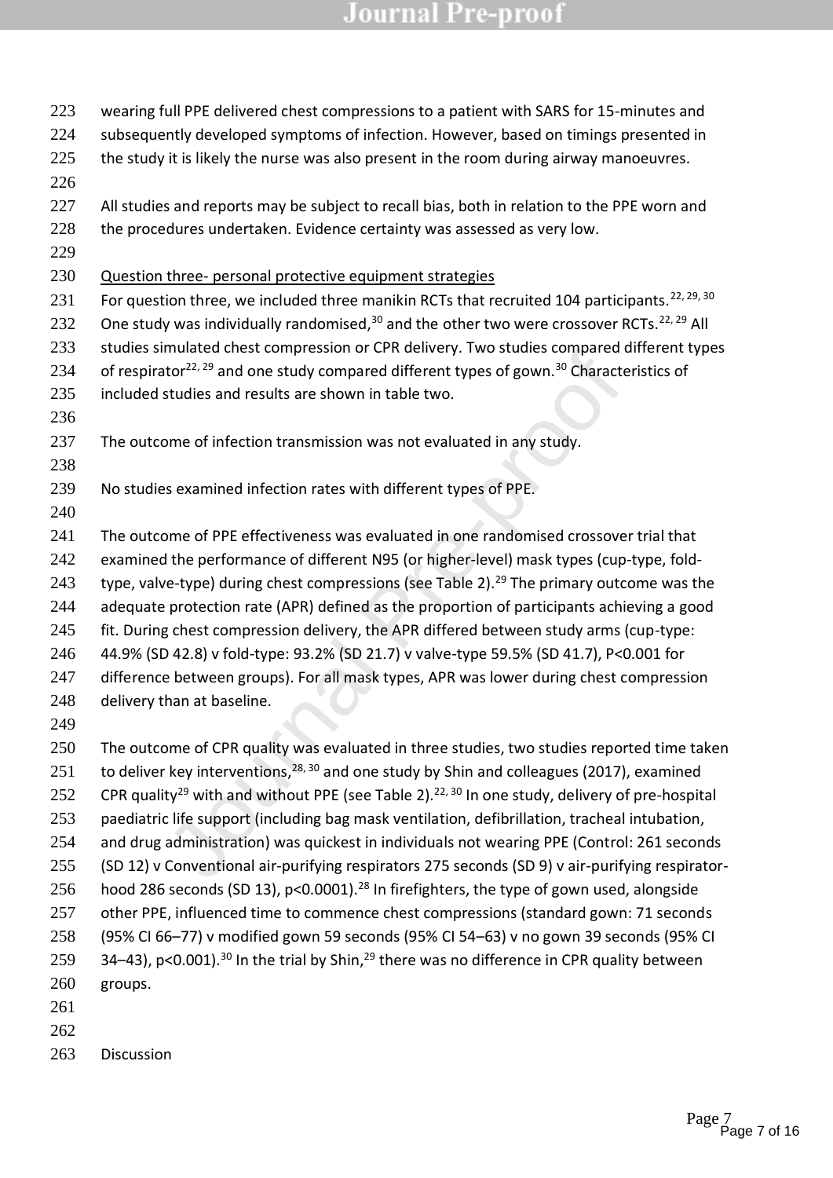wearing full PPE delivered chest compressions to a patient with SARS for 15-minutes and subsequently developed symptoms of infection. However, based on timings presented in the study it is likely the nurse was also present in the room during airway manoeuvres.

All studies and reports may be subject to recall bias, both in relation to the PPE worn and the procedures undertaken. Evidence certainty was assessed as very low.

Question three- personal protective equipment strategies

For question three, we included three manikin RCTs that recruited 104 participants.[22, 29, 30] One study was individually randomised,[30] and the other two were crossover RCTs.[22, 29] All studies simulated chest compression or CPR delivery. Two studies compared different types of respirator[22, 29] and one study compared different types of gown.[30] Characteristics of included studies and results are shown in table two.

The outcome of infection transmission was not evaluated in any study.

No studies examined infection rates with different types of PPE.

The outcome of PPE effectiveness was evaluated in one randomised crossover trial that examined the performance of different N95 (or higher-level) mask types (cup-type, fold-type, valve-type) during chest compressions (see Table 2).[29] The primary outcome was the adequate protection rate (APR) defined as the proportion of participants achieving a good fit. During chest compression delivery, the APR differed between study arms (cup-type: 44.9% (SD 42.8) v fold-type: 93.2% (SD 21.7) v valve-type 59.5% (SD 41.7), P<0.001 for difference between groups). For all mask types, APR was lower during chest compression delivery than at baseline.

The outcome of CPR quality was evaluated in three studies, two studies reported time taken to deliver key interventions,[28, 30] and one study by Shin and colleagues (2017), examined CPR quality[29] with and without PPE (see Table 2).[22, 30] In one study, delivery of pre-hospital paediatric life support (including bag mask ventilation, defibrillation, tracheal intubation, and drug administration) was quickest in individuals not wearing PPE (Control: 261 seconds (SD 12) v Conventional air-purifying respirators 275 seconds (SD 9) v air-purifying respirator-hood 286 seconds (SD 13), p<0.0001).[28] In firefighters, the type of gown used, alongside other PPE, influenced time to commence chest compressions (standard gown: 71 seconds (95% CI 66–77) v modified gown 59 seconds (95% CI 54–63) v no gown 39 seconds (95% CI 34–43), p<0.001).[30] In the trial by Shin,[29] there was no difference in CPR quality between groups.

## Discussion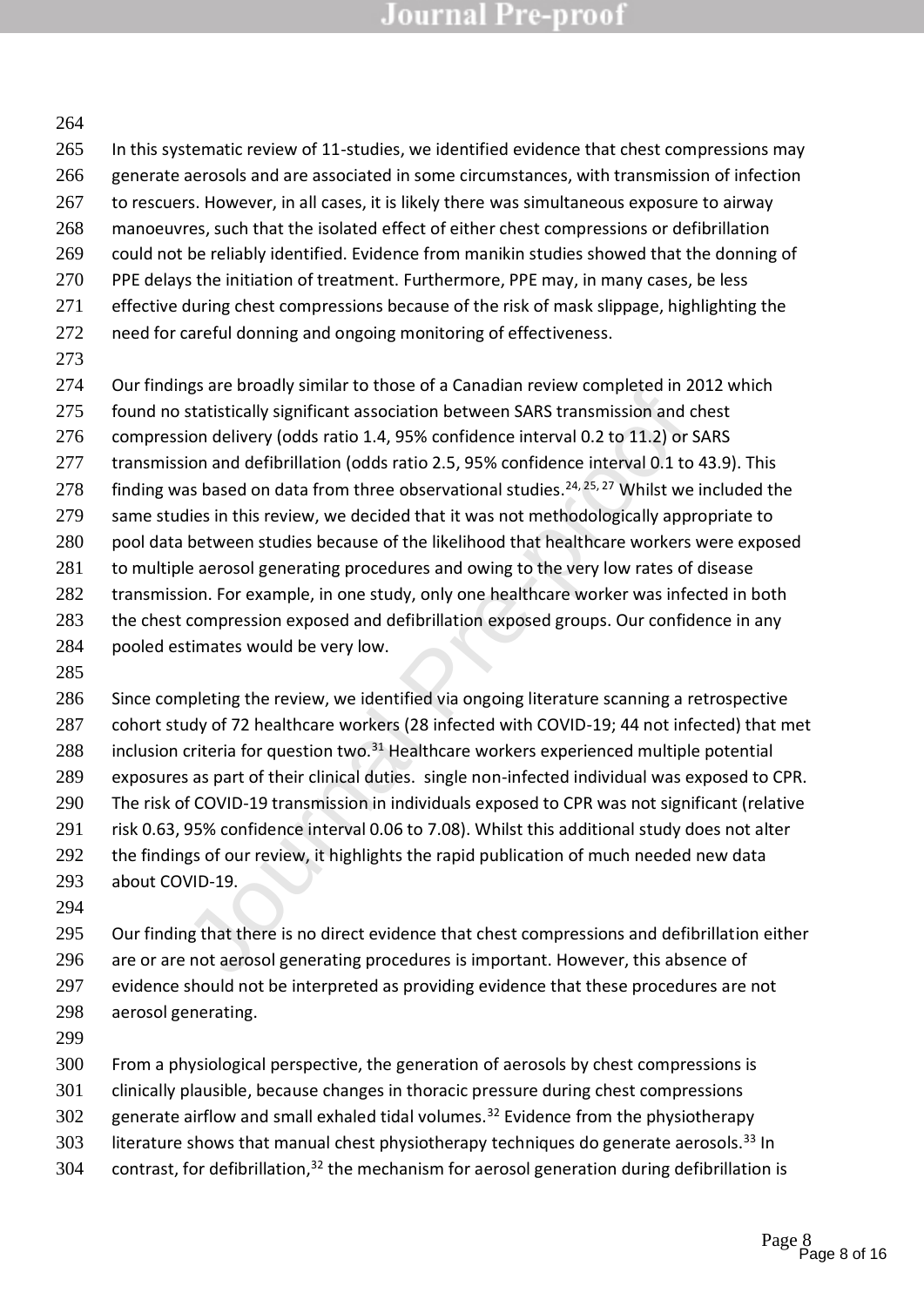In this systematic review of 11-studies, we identified evidence that chest compressions may generate aerosols and are associated in some circumstances, with transmission of infection to rescuers. However, in all cases, it is likely there was simultaneous exposure to airway manoeuvres, such that the isolated effect of either chest compressions or defibrillation could not be reliably identified. Evidence from manikin studies showed that the donning of PPE delays the initiation of treatment. Furthermore, PPE may, in many cases, be less effective during chest compressions because of the risk of mask slippage, highlighting the need for careful donning and ongoing monitoring of effectiveness.

Our findings are broadly similar to those of a Canadian review completed in 2012 which found no statistically significant association between SARS transmission and chest compression delivery (odds ratio 1.4, 95% confidence interval 0.2 to 11.2) or SARS transmission and defibrillation (odds ratio 2.5, 95% confidence interval 0.1 to 43.9). This finding was based on data from three observational studies.[24, 25, 27] Whilst we included the same studies in this review, we decided that it was not methodologically appropriate to pool data between studies because of the likelihood that healthcare workers were exposed to multiple aerosol generating procedures and owing to the very low rates of disease transmission. For example, in one study, only one healthcare worker was infected in both the chest compression exposed and defibrillation exposed groups. Our confidence in any pooled estimates would be very low.

Since completing the review, we identified via ongoing literature scanning a retrospective cohort study of 72 healthcare workers (28 infected with COVID-19; 44 not infected) that met inclusion criteria for question two.[31] Healthcare workers experienced multiple potential exposures as part of their clinical duties. single non-infected individual was exposed to CPR. The risk of COVID-19 transmission in individuals exposed to CPR was not significant (relative risk 0.63, 95% confidence interval 0.06 to 7.08). Whilst this additional study does not alter the findings of our review, it highlights the rapid publication of much needed new data about COVID-19.

Our finding that there is no direct evidence that chest compressions and defibrillation either are or are not aerosol generating procedures is important. However, this absence of evidence should not be interpreted as providing evidence that these procedures are not aerosol generating.

From a physiological perspective, the generation of aerosols by chest compressions is clinically plausible, because changes in thoracic pressure during chest compressions generate airflow and small exhaled tidal volumes.[32] Evidence from the physiotherapy literature shows that manual chest physiotherapy techniques do generate aerosols.[33] In contrast, for defibrillation,[32] the mechanism for aerosol generation during defibrillation is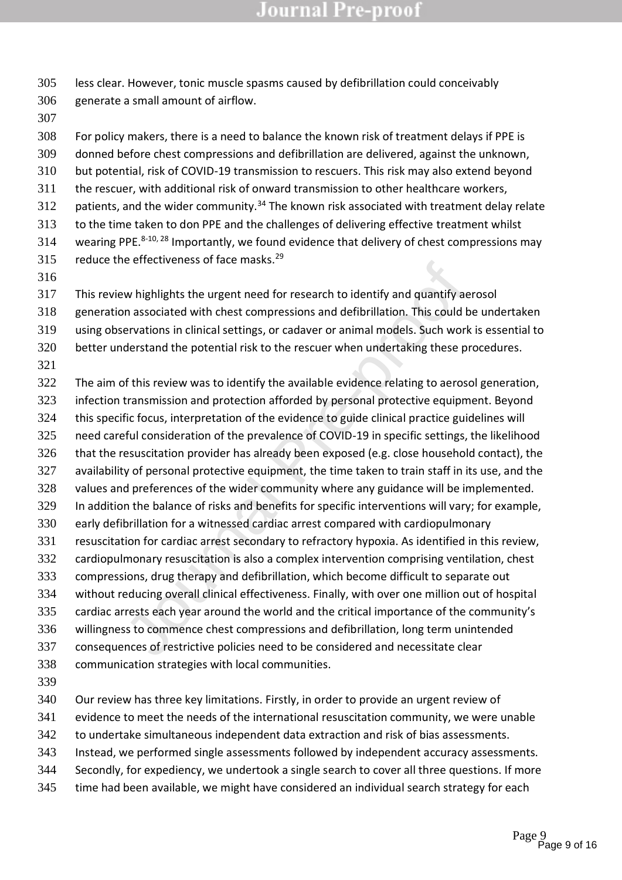less clear. However, tonic muscle spasms caused by defibrillation could conceivably generate a small amount of airflow.

For policy makers, there is a need to balance the known risk of treatment delays if PPE is donned before chest compressions and defibrillation are delivered, against the unknown, but potential, risk of COVID-19 transmission to rescuers. This risk may also extend beyond the rescuer, with additional risk of onward transmission to other healthcare workers, patients, and the wider community.[34] The known risk associated with treatment delay relate to the time taken to don PPE and the challenges of delivering effective treatment whilst wearing PPE.[8-10, 28] Importantly, we found evidence that delivery of chest compressions may reduce the effectiveness of face masks.[29]

This review highlights the urgent need for research to identify and quantify aerosol generation associated with chest compressions and defibrillation. This could be undertaken using observations in clinical settings, or cadaver or animal models. Such work is essential to better understand the potential risk to the rescuer when undertaking these procedures.

The aim of this review was to identify the available evidence relating to aerosol generation, infection transmission and protection afforded by personal protective equipment. Beyond this specific focus, interpretation of the evidence to guide clinical practice guidelines will need careful consideration of the prevalence of COVID-19 in specific settings, the likelihood that the resuscitation provider has already been exposed (e.g. close household contact), the availability of personal protective equipment, the time taken to train staff in its use, and the values and preferences of the wider community where any guidance will be implemented. In addition the balance of risks and benefits for specific interventions will vary; for example, early defibrillation for a witnessed cardiac arrest compared with cardiopulmonary resuscitation for cardiac arrest secondary to refractory hypoxia. As identified in this review, cardiopulmonary resuscitation is also a complex intervention comprising ventilation, chest compressions, drug therapy and defibrillation, which become difficult to separate out without reducing overall clinical effectiveness. Finally, with over one million out of hospital cardiac arrests each year around the world and the critical importance of the community's willingness to commence chest compressions and defibrillation, long term unintended consequences of restrictive policies need to be considered and necessitate clear communication strategies with local communities.

Our review has three key limitations. Firstly, in order to provide an urgent review of evidence to meet the needs of the international resuscitation community, we were unable to undertake simultaneous independent data extraction and risk of bias assessments. Instead, we performed single assessments followed by independent accuracy assessments. Secondly, for expediency, we undertook a single search to cover all three questions. If more time had been available, we might have considered an individual search strategy for each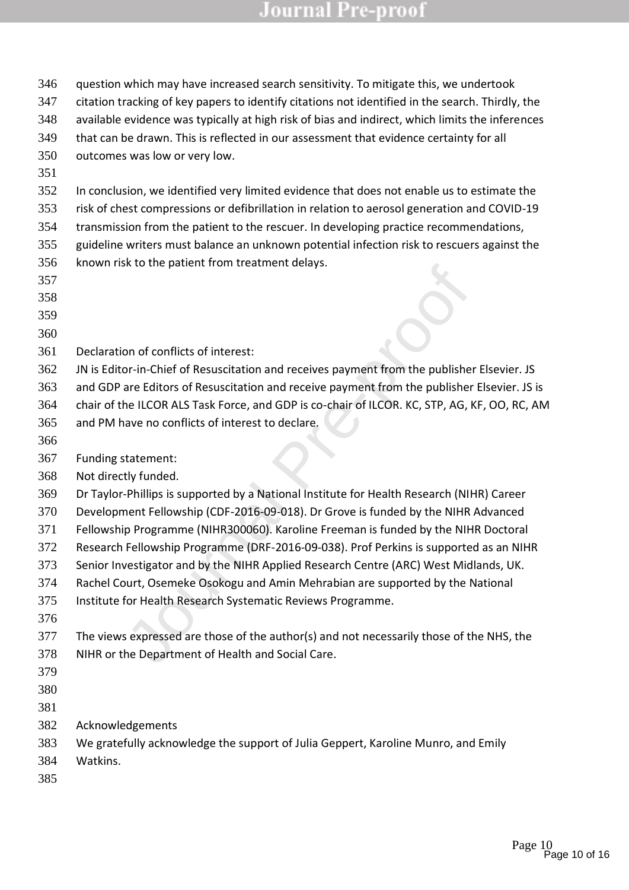question which may have increased search sensitivity. To mitigate this, we undertook citation tracking of key papers to identify citations not identified in the search. Thirdly, the available evidence was typically at high risk of bias and indirect, which limits the inferences that can be drawn. This is reflected in our assessment that evidence certainty for all outcomes was low or very low.

In conclusion, we identified very limited evidence that does not enable us to estimate the risk of chest compressions or defibrillation in relation to aerosol generation and COVID-19 transmission from the patient to the rescuer. In developing practice recommendations, guideline writers must balance an unknown potential infection risk to rescuers against the known risk to the patient from treatment delays.

Declaration of conflicts of interest:

JN is Editor-in-Chief of Resuscitation and receives payment from the publisher Elsevier. JS and GDP are Editors of Resuscitation and receive payment from the publisher Elsevier. JS is chair of the ILCOR ALS Task Force, and GDP is co-chair of ILCOR. KC, STP, AG, KF, OO, RC, AM and PM have no conflicts of interest to declare.

Funding statement:

Not directly funded.

Dr Taylor-Phillips is supported by a National Institute for Health Research (NIHR) Career Development Fellowship (CDF-2016-09-018). Dr Grove is funded by the NIHR Advanced Fellowship Programme (NIHR300060). Karoline Freeman is funded by the NIHR Doctoral Research Fellowship Programme (DRF-2016-09-038). Prof Perkins is supported as an NIHR Senior Investigator and by the NIHR Applied Research Centre (ARC) West Midlands, UK. Rachel Court, Osemeke Osokogu and Amin Mehrabian are supported by the National Institute for Health Research Systematic Reviews Programme.

The views expressed are those of the author(s) and not necessarily those of the NHS, the NIHR or the Department of Health and Social Care.

Acknowledgements

We gratefully acknowledge the support of Julia Geppert, Karoline Munro, and Emily Watkins.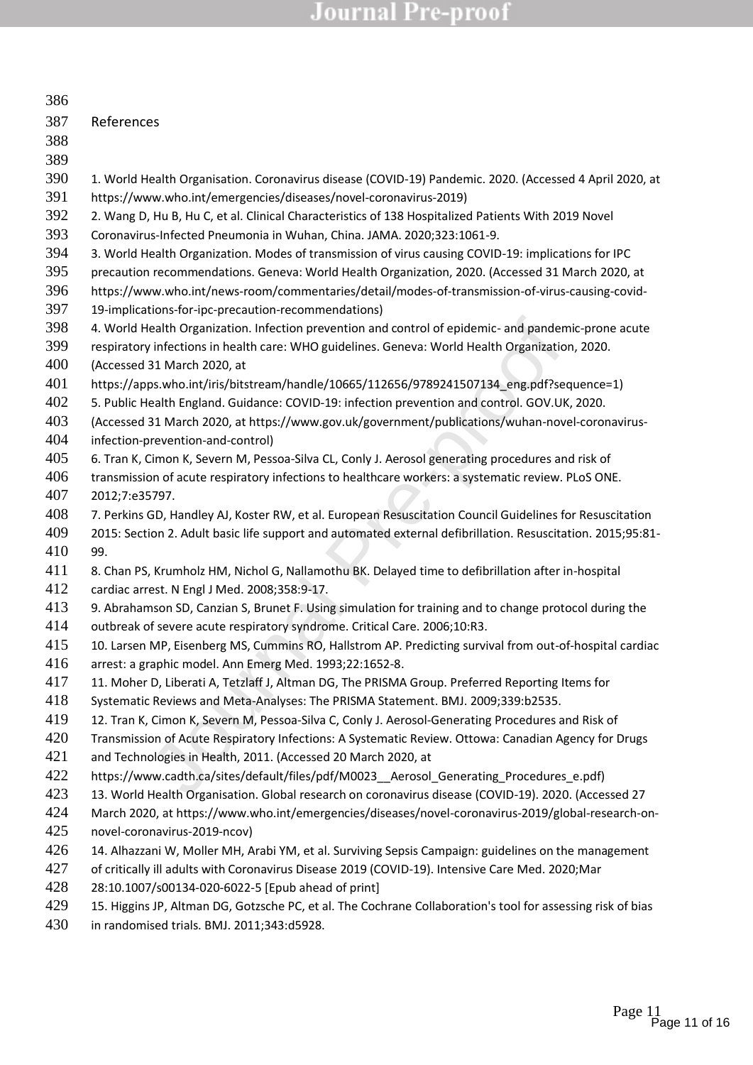## References

1. World Health Organisation. Coronavirus disease (COVID-19) Pandemic. 2020. (Accessed 4 April 2020, at https://www.who.int/emergencies/diseases/novel-coronavirus-2019)
2. Wang D, Hu B, Hu C, et al. Clinical Characteristics of 138 Hospitalized Patients With 2019 Novel Coronavirus-Infected Pneumonia in Wuhan, China. JAMA. 2020;323:1061-9.
3. World Health Organization. Modes of transmission of virus causing COVID-19: implications for IPC precaution recommendations. Geneva: World Health Organization, 2020. (Accessed 31 March 2020, at https://www.who.int/news-room/commentaries/detail/modes-of-transmission-of-virus-causing-covid-19-implications-for-ipc-precaution-recommendations)
4. World Health Organization. Infection prevention and control of epidemic- and pandemic-prone acute respiratory infections in health care: WHO guidelines. Geneva: World Health Organization, 2020. (Accessed 31 March 2020, at https://apps.who.int/iris/bitstream/handle/10665/112656/9789241507134_eng.pdf?sequence=1)
5. Public Health England. Guidance: COVID-19: infection prevention and control. GOV.UK, 2020. (Accessed 31 March 2020, at https://www.gov.uk/government/publications/wuhan-novel-coronavirus-infection-prevention-and-control)
6. Tran K, Cimon K, Severn M, Pessoa-Silva CL, Conly J. Aerosol generating procedures and risk of transmission of acute respiratory infections to healthcare workers: a systematic review. PLoS ONE. 2012;7:e35797.
7. Perkins GD, Handley AJ, Koster RW, et al. European Resuscitation Council Guidelines for Resuscitation 2015: Section 2. Adult basic life support and automated external defibrillation. Resuscitation. 2015;95:81-99.
8. Chan PS, Krumholz HM, Nichol G, Nallamothu BK. Delayed time to defibrillation after in-hospital cardiac arrest. N Engl J Med. 2008;358:9-17.
9. Abrahamson SD, Canzian S, Brunet F. Using simulation for training and to change protocol during the outbreak of severe acute respiratory syndrome. Critical Care. 2006;10:R3.
10. Larsen MP, Eisenberg MS, Cummins RO, Hallstrom AP. Predicting survival from out-of-hospital cardiac arrest: a graphic model. Ann Emerg Med. 1993;22:1652-8.
11. Moher D, Liberati A, Tetzlaff J, Altman DG, The PRISMA Group. Preferred Reporting Items for Systematic Reviews and Meta-Analyses: The PRISMA Statement. BMJ. 2009;339:b2535.
12. Tran K, Cimon K, Severn M, Pessoa-Silva C, Conly J. Aerosol-Generating Procedures and Risk of Transmission of Acute Respiratory Infections: A Systematic Review. Ottowa: Canadian Agency for Drugs and Technologies in Health, 2011. (Accessed 20 March 2020, at https://www.cadth.ca/sites/default/files/pdf/M0023__Aerosol_Generating_Procedures_e.pdf)
13. World Health Organisation. Global research on coronavirus disease (COVID-19). 2020. (Accessed 27 March 2020, at https://www.who.int/emergencies/diseases/novel-coronavirus-2019/global-research-on-novel-coronavirus-2019-ncov)
14. Alhazzani W, Moller MH, Arabi YM, et al. Surviving Sepsis Campaign: guidelines on the management of critically ill adults with Coronavirus Disease 2019 (COVID-19). Intensive Care Med. 2020;Mar 28:10.1007/s00134-020-6022-5 [Epub ahead of print]
15. Higgins JP, Altman DG, Gotzsche PC, et al. The Cochrane Collaboration's tool for assessing risk of bias in randomised trials. BMJ. 2011;343:d5928.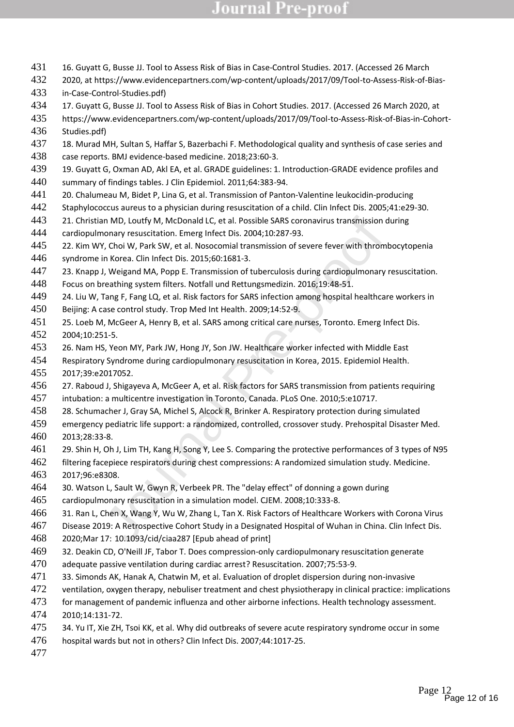16. Guyatt G, Busse JJ. Tool to Assess Risk of Bias in Case-Control Studies. 2017. (Accessed 26 March 2020, at https://www.evidencepartners.com/wp-content/uploads/2017/09/Tool-to-Assess-Risk-of-Bias-in-Case-Control-Studies.pdf)
17. Guyatt G, Busse JJ. Tool to Assess Risk of Bias in Cohort Studies. 2017. (Accessed 26 March 2020, at https://www.evidencepartners.com/wp-content/uploads/2017/09/Tool-to-Assess-Risk-of-Bias-in-Cohort-Studies.pdf)
18. Murad MH, Sultan S, Haffar S, Bazerbachi F. Methodological quality and synthesis of case series and case reports. BMJ evidence-based medicine. 2018;23:60-3.
19. Guyatt G, Oxman AD, Akl EA, et al. GRADE guidelines: 1. Introduction-GRADE evidence profiles and summary of findings tables. J Clin Epidemiol. 2011;64:383-94.
20. Chalumeau M, Bidet P, Lina G, et al. Transmission of Panton-Valentine leukocidin-producing Staphylococcus aureus to a physician during resuscitation of a child. Clin Infect Dis. 2005;41:e29-30.
21. Christian MD, Loutfy M, McDonald LC, et al. Possible SARS coronavirus transmission during cardiopulmonary resuscitation. Emerg Infect Dis. 2004;10:287-93.
22. Kim WY, Choi W, Park SW, et al. Nosocomial transmission of severe fever with thrombocytopenia syndrome in Korea. Clin Infect Dis. 2015;60:1681-3.
23. Knapp J, Weigand MA, Popp E. Transmission of tuberculosis during cardiopulmonary resuscitation. Focus on breathing system filters. Notfall und Rettungsmedizin. 2016;19:48-51.
24. Liu W, Tang F, Fang LQ, et al. Risk factors for SARS infection among hospital healthcare workers in Beijing: A case control study. Trop Med Int Health. 2009;14:52-9.
25. Loeb M, McGeer A, Henry B, et al. SARS among critical care nurses, Toronto. Emerg Infect Dis. 2004;10:251-5.
26. Nam HS, Yeon MY, Park JW, Hong JY, Son JW. Healthcare worker infected with Middle East Respiratory Syndrome during cardiopulmonary resuscitation in Korea, 2015. Epidemiol Health. 2017;39:e2017052.
27. Raboud J, Shigayeva A, McGeer A, et al. Risk factors for SARS transmission from patients requiring intubation: a multicentre investigation in Toronto, Canada. PLoS One. 2010;5:e10717.
28. Schumacher J, Gray SA, Michel S, Alcock R, Brinker A. Respiratory protection during simulated emergency pediatric life support: a randomized, controlled, crossover study. Prehospital Disaster Med. 2013;28:33-8.
29. Shin H, Oh J, Lim TH, Kang H, Song Y, Lee S. Comparing the protective performances of 3 types of N95 filtering facepiece respirators during chest compressions: A randomized simulation study. Medicine. 2017;96:e8308.
30. Watson L, Sault W, Gwyn R, Verbeek PR. The "delay effect" of donning a gown during cardiopulmonary resuscitation in a simulation model. CJEM. 2008;10:333-8.
31. Ran L, Chen X, Wang Y, Wu W, Zhang L, Tan X. Risk Factors of Healthcare Workers with Corona Virus Disease 2019: A Retrospective Cohort Study in a Designated Hospital of Wuhan in China. Clin Infect Dis. 2020;Mar 17: 10.1093/cid/ciaa287 [Epub ahead of print]
32. Deakin CD, O'Neill JF, Tabor T. Does compression-only cardiopulmonary resuscitation generate adequate passive ventilation during cardiac arrest? Resuscitation. 2007;75:53-9.
33. Simonds AK, Hanak A, Chatwin M, et al. Evaluation of droplet dispersion during non-invasive ventilation, oxygen therapy, nebuliser treatment and chest physiotherapy in clinical practice: implications for management of pandemic influenza and other airborne infections. Health technology assessment. 2010;14:131-72.
34. Yu IT, Xie ZH, Tsoi KK, et al. Why did outbreaks of severe acute respiratory syndrome occur in some hospital wards but not in others? Clin Infect Dis. 2007;44:1017-25.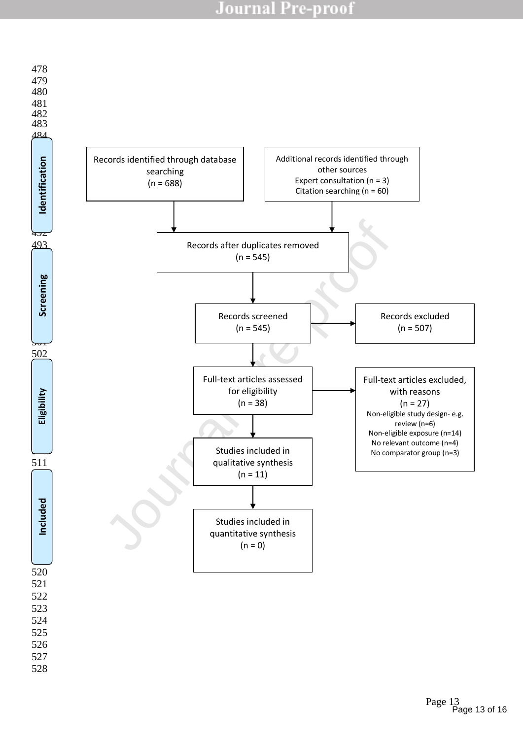**Identification**

Records identified through database searching
(n = 688)

Additional records identified through other sources
Expert consultation (n = 3)
Citation searching (n = 60)

Records after duplicates removed
(n = 545)

**Screening**

Records screened
(n = 545)

Records excluded
(n = 507)

**Eligibility**

Full-text articles assessed for eligibility
(n = 38)

Full-text articles excluded, with reasons
(n = 27)
Non-eligible study design- e.g. review (n=6)
Non-eligible exposure (n=14)
No relevant outcome (n=4)
No comparator group (n=3)

**Included**

Studies included in qualitative synthesis
(n = 11)

Studies included in quantitative synthesis
(n = 0)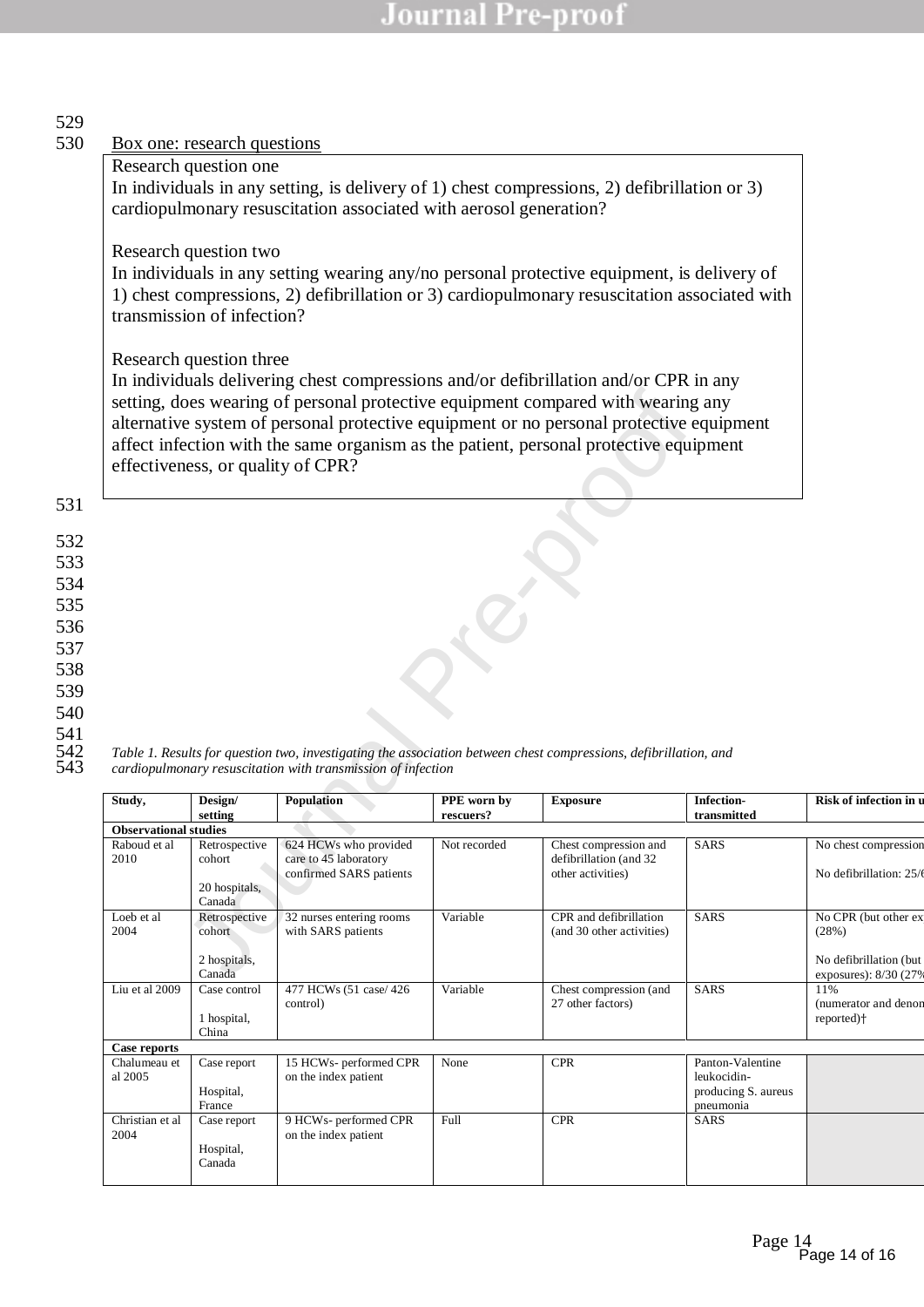## Box one: research questions

**Research question one**

In individuals in any setting, is delivery of 1) chest compressions, 2) defibrillation or 3) cardiopulmonary resuscitation associated with aerosol generation?

**Research question two**

In individuals in any setting wearing any/no personal protective equipment, is delivery of 1) chest compressions, 2) defibrillation or 3) cardiopulmonary resuscitation associated with transmission of infection?

**Research question three**

In individuals delivering chest compressions and/or defibrillation and/or CPR in any setting, does wearing of personal protective equipment compared with wearing any alternative system of personal protective equipment or no personal protective equipment affect infection with the same organism as the patient, personal protective equipment effectiveness, or quality of CPR?

*Table 1. Results for question two, investigating the association between chest compressions, defibrillation, and cardiopulmonary resuscitation with transmission of infection*

| Study, | Design/ setting | Population | PPE worn by rescuers? | Exposure | Infection-transmitted | Risk of infection in u |
|---|---|---|---|---|---|---|
| **Observational studies** | | | | | | |
| Raboud et al 2010 | Retrospective cohort<br><br>20 hospitals, Canada | 624 HCWs who provided care to 45 laboratory confirmed SARS patients | Not recorded | Chest compression and defibrillation (and 32 other activities) | SARS | No chest compression<br><br>No defibrillation: 25/6 |
| Loeb et al 2004 | Retrospective cohort<br><br>2 hospitals, Canada | 32 nurses entering rooms with SARS patients | Variable | CPR and defibrillation (and 30 other activities) | SARS | No CPR (but other ex (28%)<br><br>No defibrillation (but exposures): 8/30 (27% |
| Liu et al 2009 | Case control<br><br>1 hospital, China | 477 HCWs (51 case/ 426 control) | Variable | Chest compression (and 27 other factors) | SARS | 11% (numerator and denom reported)† |
| **Case reports** | | | | | | |
| Chalumeau et al 2005 | Case report<br><br>Hospital, France | 15 HCWs- performed CPR on the index patient | None | CPR | Panton-Valentine leukocidin-producing S. aureus pneumonia | |
| Christian et al 2004 | Case report<br><br>Hospital, Canada | 9 HCWs- performed CPR on the index patient | Full | CPR | SARS | |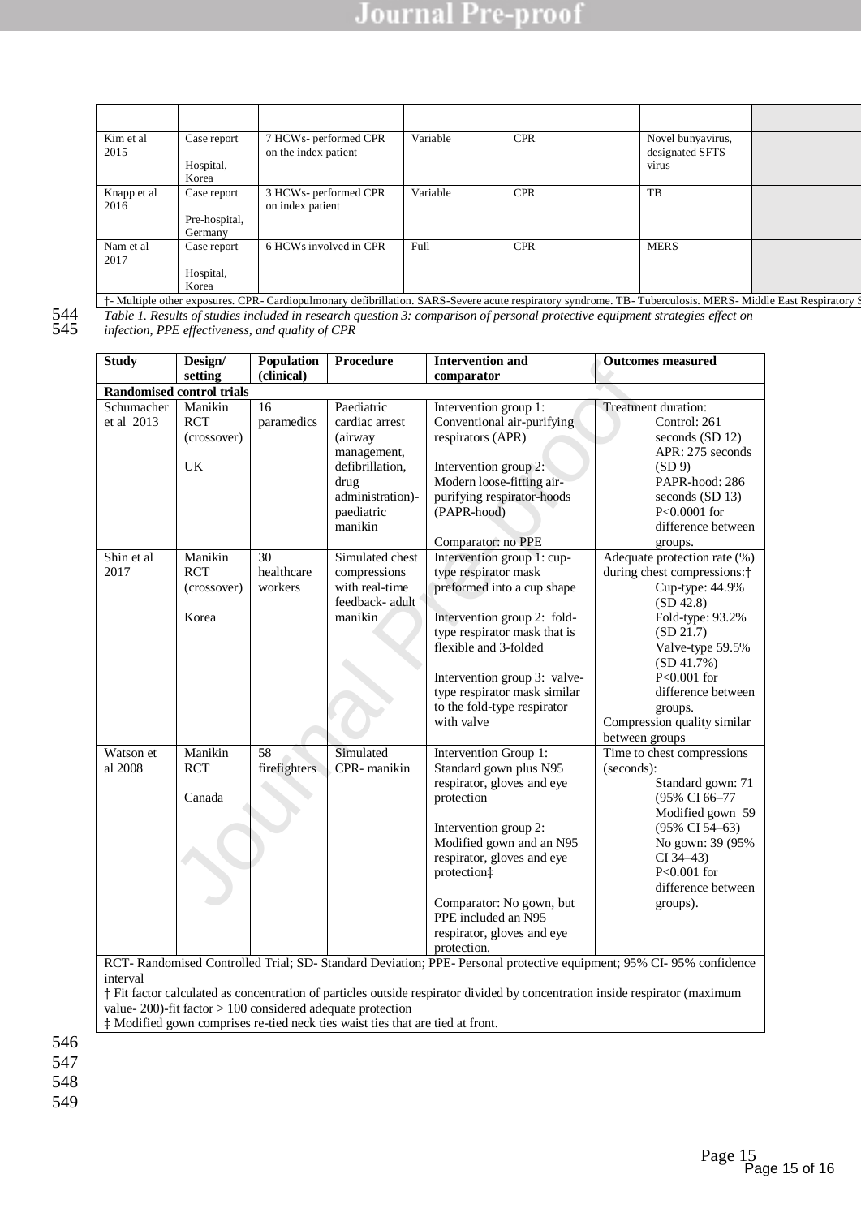| | | | | | | |
|---|---|---|---|---|---|---|
| Kim et al 2015 | Case report<br><br>Hospital, Korea | 7 HCWs- performed CPR on the index patient | Variable | CPR | Novel bunyavirus, designated SFTS virus | |
| Knapp et al 2016 | Case report<br><br>Pre-hospital, Germany | 3 HCWs- performed CPR on index patient | Variable | CPR | TB | |
| Nam et al 2017 | Case report<br><br>Hospital, Korea | 6 HCWs involved in CPR | Full | CPR | MERS | |

†- Multiple other exposures. CPR- Cardiopulmonary defibrillation. SARS-Severe acute respiratory syndrome. TB- Tuberculosis. MERS- Middle East Respiratory S

*Table 1. Results of studies included in research question 3: comparison of personal protective equipment strategies effect on infection, PPE effectiveness, and quality of CPR*

| Study | Design/ setting | Population (clinical) | Procedure | Intervention and comparator | Outcomes measured |
|---|---|---|---|---|---|
| **Randomised control trials** | | | | | |
| Schumacher et al 2013 | Manikin RCT (crossover)<br><br>UK | 16 paramedics | Paediatric cardiac arrest (airway management, defibrillation, drug administration)- paediatric manikin | Intervention group 1: Conventional air-purifying respirators (APR)<br><br>Intervention group 2: Modern loose-fitting air-purifying respirator-hoods (PAPR-hood)<br><br>Comparator: no PPE | Treatment duration: Control: 261 seconds (SD 12) APR: 275 seconds (SD 9) PAPR-hood: 286 seconds (SD 13) P<0.0001 for difference between groups. |
| Shin et al 2017 | Manikin RCT (crossover)<br><br>Korea | 30 healthcare workers | Simulated chest compressions with real-time feedback- adult manikin | Intervention group 1: cup-type respirator mask preformed into a cup shape<br><br>Intervention group 2: fold-type respirator mask that is flexible and 3-folded<br><br>Intervention group 3: valve-type respirator mask similar to the fold-type respirator with valve | Adequate protection rate (%) during chest compressions:† Cup-type: 44.9% (SD 42.8) Fold-type: 93.2% (SD 21.7) Valve-type 59.5% (SD 41.7%) P<0.001 for difference between groups.<br>Compression quality similar between groups |
| Watson et al 2008 | Manikin RCT<br><br>Canada | 58 firefighters | Simulated CPR- manikin | Intervention Group 1: Standard gown plus N95 respirator, gloves and eye protection<br><br>Intervention group 2: Modified gown and an N95 respirator, gloves and eye protection‡<br><br>Comparator: No gown, but PPE included an N95 respirator, gloves and eye protection. | Time to chest compressions (seconds): Standard gown: 71 (95% CI 66–77 Modified gown 59 (95% CI 54–63) No gown: 39 (95% CI 34–43) P<0.001 for difference between groups). |

RCT- Randomised Controlled Trial; SD- Standard Deviation; PPE- Personal protective equipment; 95% CI- 95% confidence interval

† Fit factor calculated as concentration of particles outside respirator divided by concentration inside respirator (maximum value- 200)-fit factor > 100 considered adequate protection

‡ Modified gown comprises re-tied neck ties waist ties that are tied at front.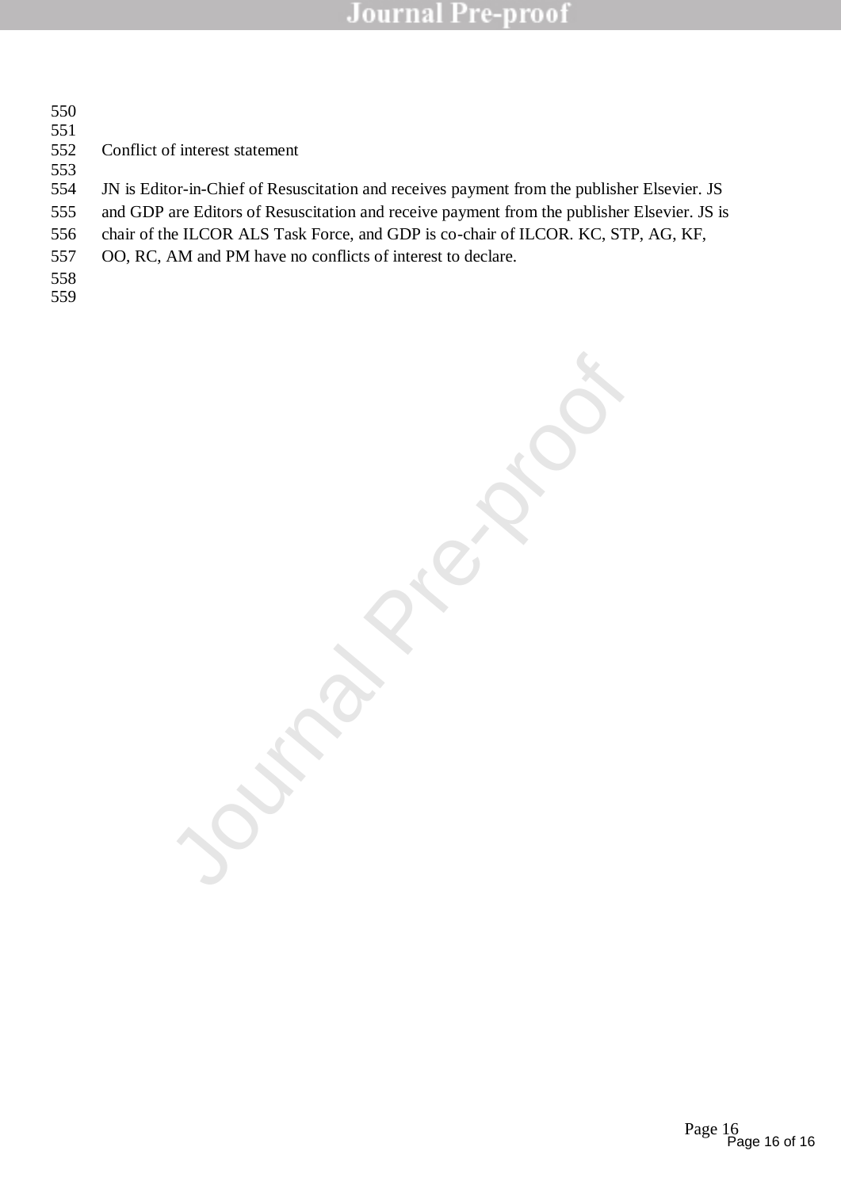Conflict of interest statement

JN is Editor-in-Chief of Resuscitation and receives payment from the publisher Elsevier. JS and GDP are Editors of Resuscitation and receive payment from the publisher Elsevier. JS is chair of the ILCOR ALS Task Force, and GDP is co-chair of ILCOR. KC, STP, AG, KF, OO, RC, AM and PM have no conflicts of interest to declare.